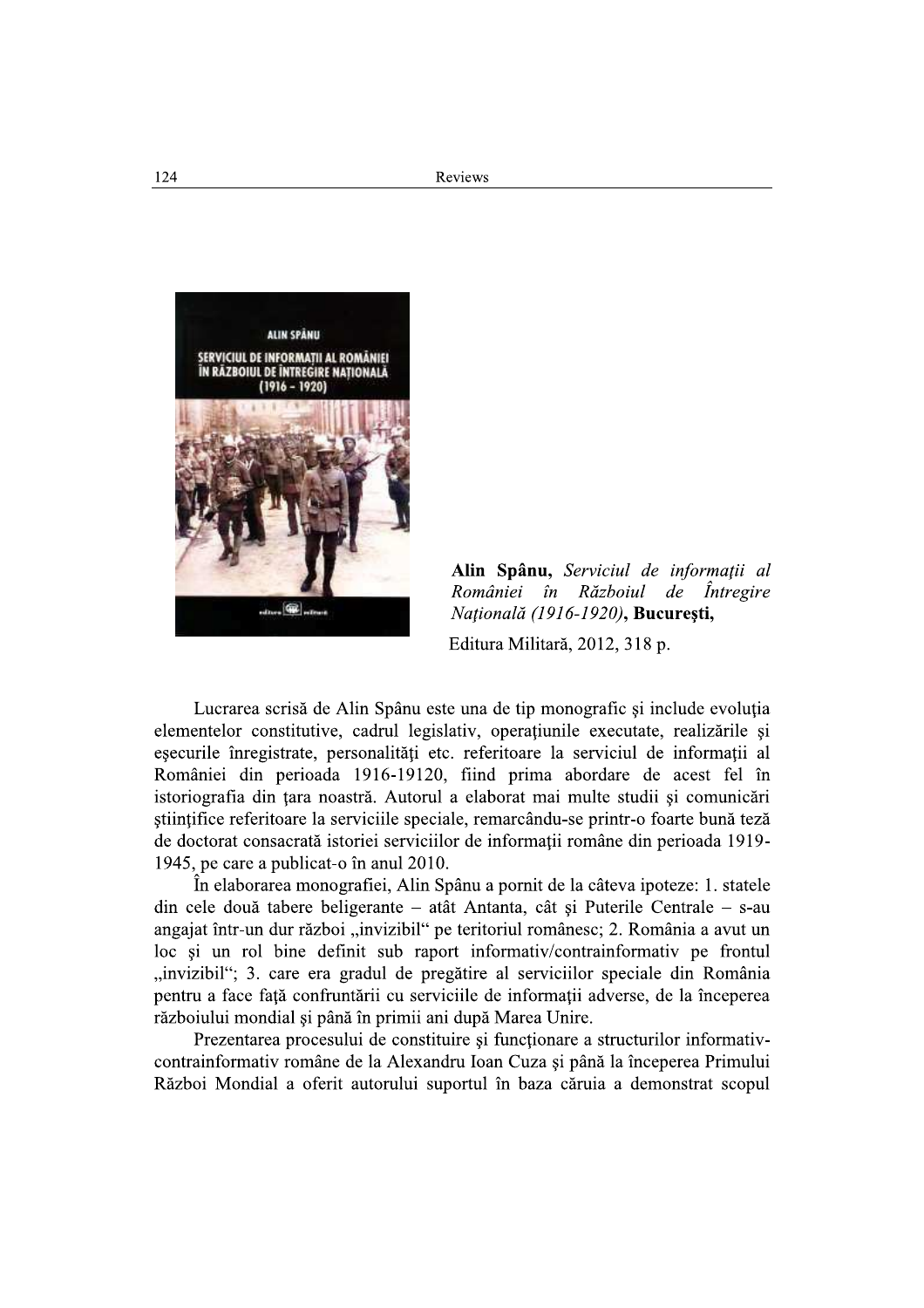**Alin Spânu,** *Serviciul de informaţii al României în Războiul de Întregire Naţională (1916-1920)*, **Bucureşti,** Editura Militară, 2012, 318 p.

Lucrarea scrisă de Alin Spânu este una de tip monografic şi include evoluţia elementelor constitutive, cadrul legislativ, operaţiunile executate, realizările şi eşecurile înregistrate, personalităţi etc. referitoare la serviciul de informaţii al României din perioada 1916-19120, fiind prima abordare de acest fel în istoriografia din ţara noastră. Autorul a elaborat mai multe studii şi comunicări ştiinţifice referitoare la serviciile speciale, remarcându-se printr-o foarte bună teză de doctorat consacrată istoriei serviciilor de informaţii române din perioada 1919-1945, pe care a publicat-o în anul 2010.

În elaborarea monografiei, Alin Spânu a pornit de la câteva ipoteze: 1. statele din cele două tabere beligerante – atât Antanta, cât şi Puterile Centrale – s-au angajat într-un dur război „invizibil" pe teritoriul românesc; 2. România a avut un loc şi un rol bine definit sub raport informativ/contrainformativ pe frontul „invizibil"; 3. care era gradul de pregătire al serviciilor speciale din România pentru a face faţă confruntării cu serviciile de informaţii adverse, de la începerea războiului mondial şi până în primii ani după Marea Unire.

Prezentarea procesului de constituire şi funcţionare a structurilor informativ-contrainformativ române de la Alexandru Ioan Cuza şi până la începerea Primului Război Mondial a oferit autorului suportul în baza căruia a demonstrat scopul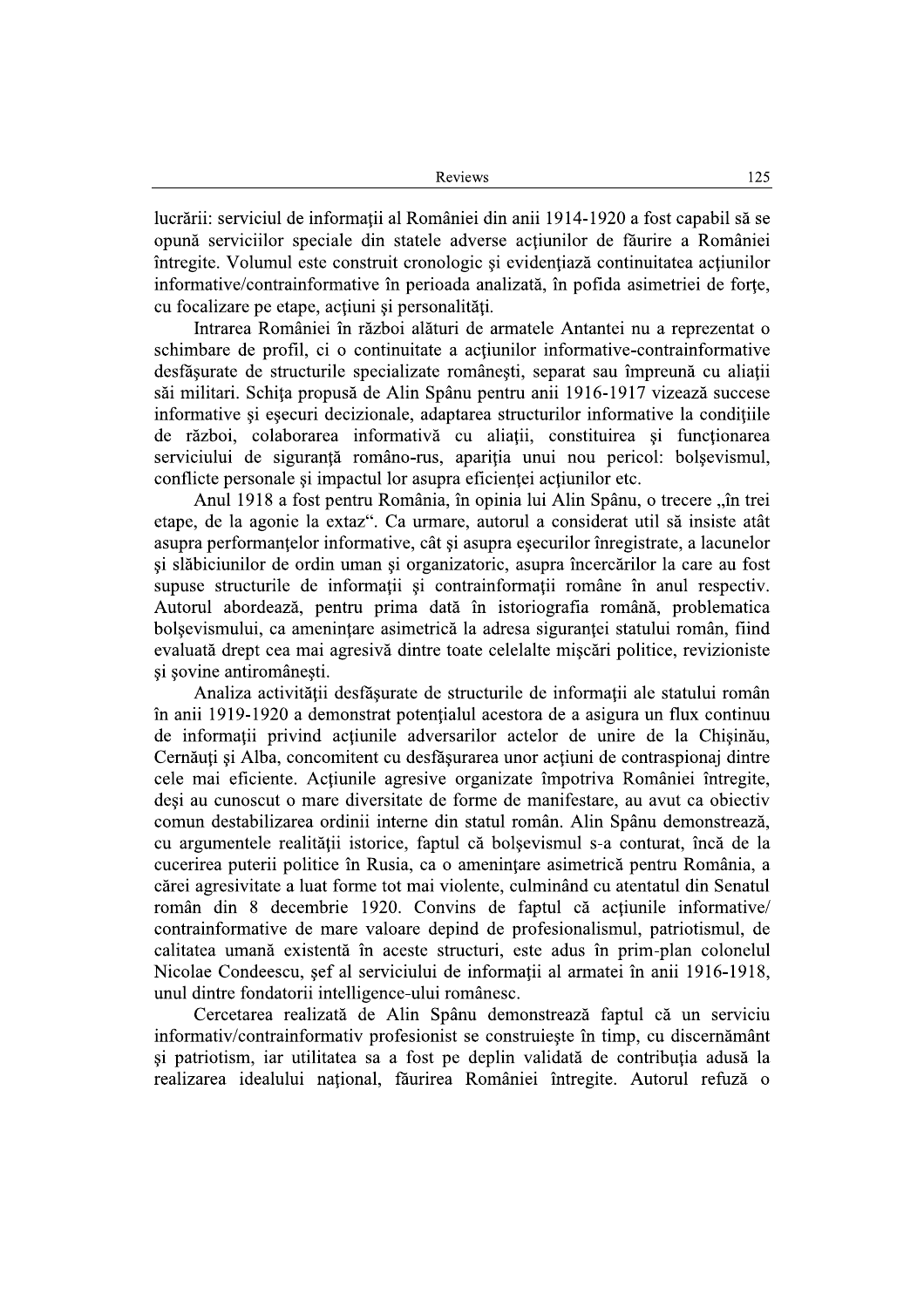lucrării: serviciul de informaţii al României din anii 1914-1920 a fost capabil să se opună serviciilor speciale din statele adverse acţiunilor de făurire a României întregite. Volumul este construit cronologic şi evidenţiază continuitatea acţiunilor informative/contrainformative în perioada analizată, în pofida asimetriei de forţe, cu focalizare pe etape, acţiuni şi personalităţi.

Intrarea României în război alături de armatele Antantei nu a reprezentat o schimbare de profil, ci o continuitate a acţiunilor informative-contrainformative desfăşurate de structurile specializate româneşti, separat sau împreună cu aliaţii săi militari. Schiţa propusă de Alin Spânu pentru anii 1916-1917 vizează succese informative şi eşecuri decizionale, adaptarea structurilor informative la condiţiile de război, colaborarea informativă cu aliaţii, constituirea şi funcţionarea serviciului de siguranţă româno-rus, apariţia unui nou pericol: bolşevismul, conflicte personale şi impactul lor asupra eficienţei acţiunilor etc.

Anul 1918 a fost pentru România, în opinia lui Alin Spânu, o trecere „în trei etape, de la agonie la extaz". Ca urmare, autorul a considerat util să insiste atât asupra performanţelor informative, cât şi asupra eşecurilor înregistrate, a lacunelor şi slăbiciunilor de ordin uman şi organizatoric, asupra încercărilor la care au fost supuse structurile de informaţii şi contrainformaţii române în anul respectiv. Autorul abordează, pentru prima dată în istoriografia română, problematica bolşevismului, ca ameninţare asimetrică la adresa siguranţei statului român, fiind evaluată drept cea mai agresivă dintre toate celelalte mişcări politice, revizioniste şi şovine antiromâneşti.

Analiza activităţii desfăşurate de structurile de informaţii ale statului român în anii 1919-1920 a demonstrat potenţialul acestora de a asigura un flux continuu de informaţii privind acţiunile adversarilor actelor de unire de la Chişinău, Cernăuţi şi Alba, concomitent cu desfăşurarea unor acţiuni de contraspionaj dintre cele mai eficiente. Acţiunile agresive organizate împotriva României întregite, deşi au cunoscut o mare diversitate de forme de manifestare, au avut ca obiectiv comun destabilizarea ordinii interne din statul român. Alin Spânu demonstrează, cu argumentele realităţii istorice, faptul că bolşevismul s-a conturat, încă de la cucerirea puterii politice în Rusia, ca o ameninţare asimetrică pentru România, a cărei agresivitate a luat forme tot mai violente, culminând cu atentatul din Senatul român din 8 decembrie 1920. Convins de faptul că acţiunile informative/ contrainformative de mare valoare depind de profesionalismul, patriotismul, de calitatea umană existentă în aceste structuri, este adus în prim-plan colonelul Nicolae Condeescu, şef al serviciului de informaţii al armatei în anii 1916-1918, unul dintre fondatorii intelligence-ului românesc.

Cercetarea realizată de Alin Spânu demonstrează faptul că un serviciu informativ/contrainformativ profesionist se construieşte în timp, cu discernământ şi patriotism, iar utilitatea sa a fost pe deplin validată de contribuţia adusă la realizarea idealului naţional, făurirea României întregite. Autorul refuză o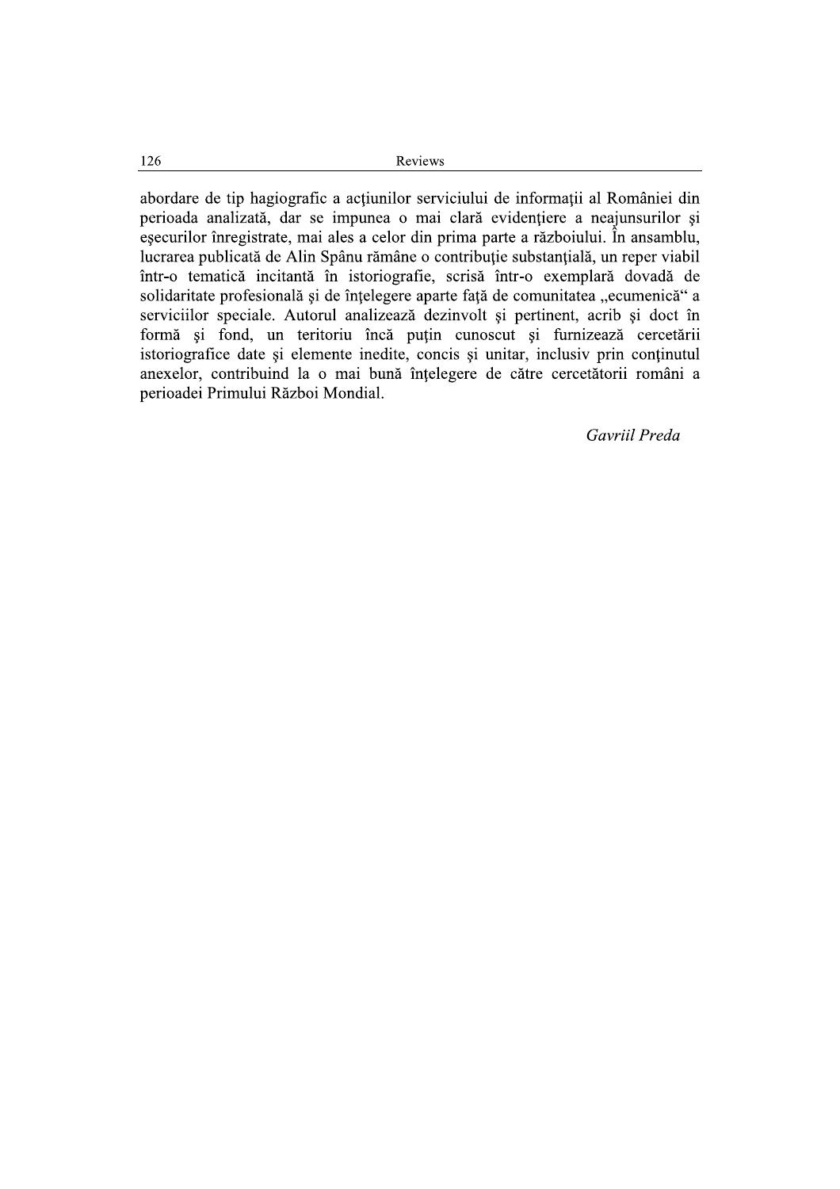abordare de tip hagiografic a acţiunilor serviciului de informaţii al României din perioada analizată, dar se impunea o mai clară evidenţiere a neajunsurilor şi eşecurilor înregistrate, mai ales a celor din prima parte a războiului. În ansamblu, lucrarea publicată de Alin Spânu rămâne o contribuţie substanţială, un reper viabil într-o tematică incitantă în istoriografie, scrisă într-o exemplară dovadă de solidaritate profesională şi de înţelegere aparte faţă de comunitatea „ecumenică" a serviciilor speciale. Autorul analizează dezinvolt şi pertinent, acrib şi doct în formă şi fond, un teritoriu încă puţin cunoscut şi furnizează cercetării istoriografice date şi elemente inedite, concis şi unitar, inclusiv prin conţinutul anexelor, contribuind la o mai bună înţelegere de către cercetătorii români a perioadei Primului Război Mondial.

*Gavriil Preda*